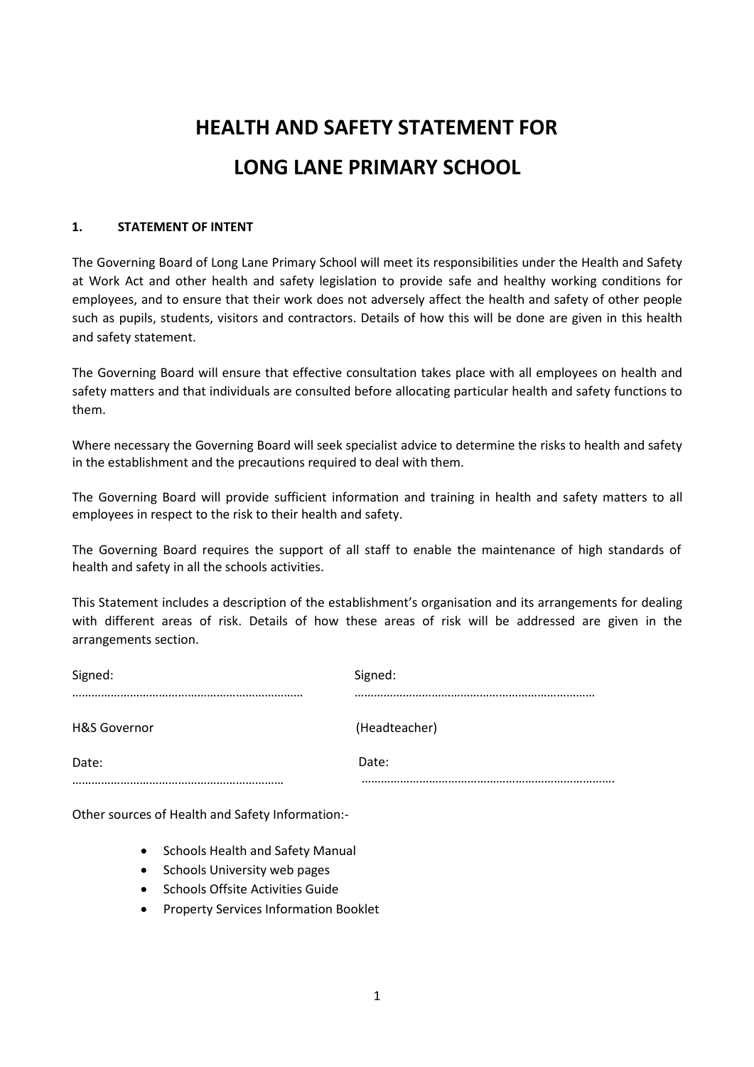# HEALTH AND SAFETY STATEMENT FOR LONG LANE PRIMARY SCHOOL

## 1. STATEMENT OF INTENT

The Governing Board of Long Lane Primary School will meet its responsibilities under the Health and Safety at Work Act and other health and safety legislation to provide safe and healthy working conditions for employees, and to ensure that their work does not adversely affect the health and safety of other people such as pupils, students, visitors and contractors. Details of how this will be done are given in this health and safety statement.

The Governing Board will ensure that effective consultation takes place with all employees on health and safety matters and that individuals are consulted before allocating particular health and safety functions to them.

Where necessary the Governing Board will seek specialist advice to determine the risks to health and safety in the establishment and the precautions required to deal with them.

The Governing Board will provide sufficient information and training in health and safety matters to all employees in respect to the risk to their health and safety.

The Governing Board requires the support of all staff to enable the maintenance of high standards of health and safety in all the schools activities.

This Statement includes a description of the establishment's organisation and its arrangements for dealing with different areas of risk. Details of how these areas of risk will be addressed are given in the arrangements section.

Signed: ………………………………………………………………

H&S Governor

Date: …………………………………………………………

Signed: …………………………………………………………………

(Headteacher)

Date: ……………………………………………………………………

Other sources of Health and Safety Information:-

- Schools Health and Safety Manual
- Schools University web pages
- Schools Offsite Activities Guide
- Property Services Information Booklet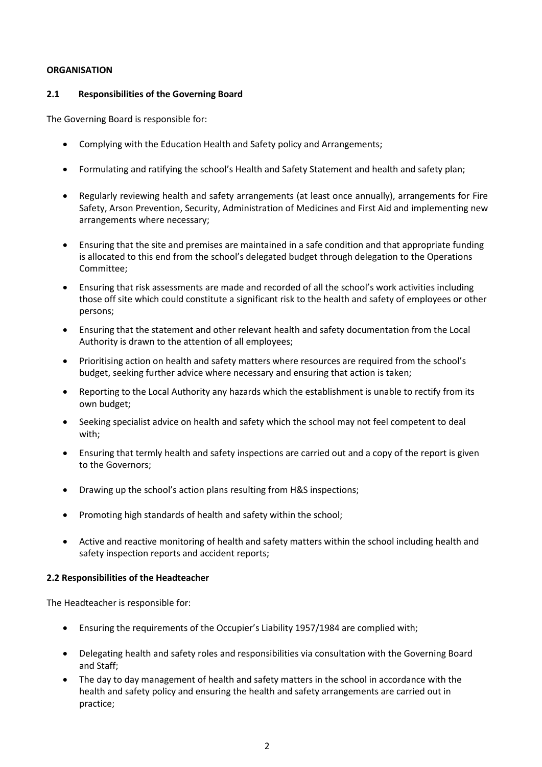**ORGANISATION**

### 2.1 Responsibilities of the Governing Board

The Governing Board is responsible for:

- Complying with the Education Health and Safety policy and Arrangements;
- Formulating and ratifying the school's Health and Safety Statement and health and safety plan;
- Regularly reviewing health and safety arrangements (at least once annually), arrangements for Fire Safety, Arson Prevention, Security, Administration of Medicines and First Aid and implementing new arrangements where necessary;
- Ensuring that the site and premises are maintained in a safe condition and that appropriate funding is allocated to this end from the school's delegated budget through delegation to the Operations Committee;
- Ensuring that risk assessments are made and recorded of all the school's work activities including those off site which could constitute a significant risk to the health and safety of employees or other persons;
- Ensuring that the statement and other relevant health and safety documentation from the Local Authority is drawn to the attention of all employees;
- Prioritising action on health and safety matters where resources are required from the school's budget, seeking further advice where necessary and ensuring that action is taken;
- Reporting to the Local Authority any hazards which the establishment is unable to rectify from its own budget;
- Seeking specialist advice on health and safety which the school may not feel competent to deal with;
- Ensuring that termly health and safety inspections are carried out and a copy of the report is given to the Governors;
- Drawing up the school's action plans resulting from H&S inspections;
- Promoting high standards of health and safety within the school;
- Active and reactive monitoring of health and safety matters within the school including health and safety inspection reports and accident reports;

### 2.2 Responsibilities of the Headteacher

The Headteacher is responsible for:

- Ensuring the requirements of the Occupier's Liability 1957/1984 are complied with;
- Delegating health and safety roles and responsibilities via consultation with the Governing Board and Staff;
- The day to day management of health and safety matters in the school in accordance with the health and safety policy and ensuring the health and safety arrangements are carried out in practice;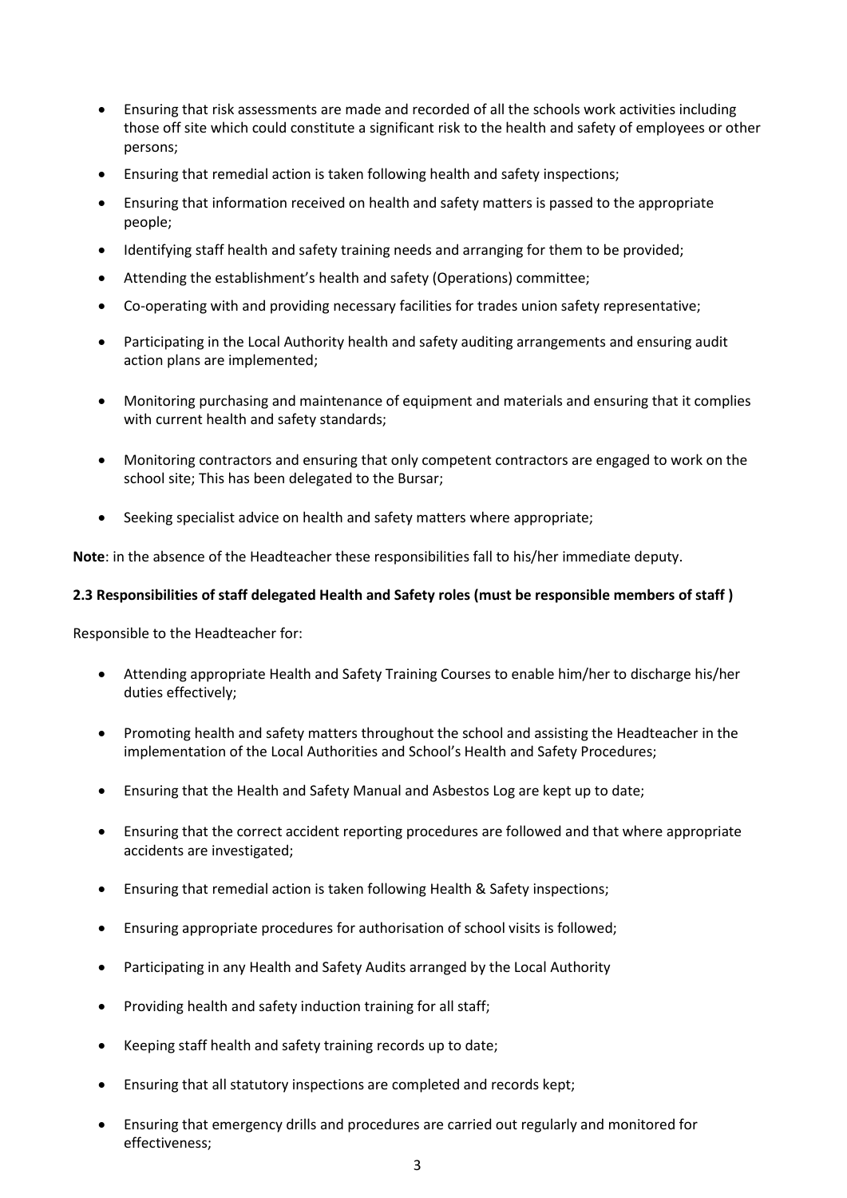- Ensuring that risk assessments are made and recorded of all the schools work activities including those off site which could constitute a significant risk to the health and safety of employees or other persons;
- Ensuring that remedial action is taken following health and safety inspections;
- Ensuring that information received on health and safety matters is passed to the appropriate people;
- Identifying staff health and safety training needs and arranging for them to be provided;
- Attending the establishment's health and safety (Operations) committee;
- Co-operating with and providing necessary facilities for trades union safety representative;
- Participating in the Local Authority health and safety auditing arrangements and ensuring audit action plans are implemented;
- Monitoring purchasing and maintenance of equipment and materials and ensuring that it complies with current health and safety standards;
- Monitoring contractors and ensuring that only competent contractors are engaged to work on the school site; This has been delegated to the Bursar;
- Seeking specialist advice on health and safety matters where appropriate;

**Note**: in the absence of the Headteacher these responsibilities fall to his/her immediate deputy.

**2.3 Responsibilities of staff delegated Health and Safety roles (must be responsible members of staff )**

Responsible to the Headteacher for:

- Attending appropriate Health and Safety Training Courses to enable him/her to discharge his/her duties effectively;
- Promoting health and safety matters throughout the school and assisting the Headteacher in the implementation of the Local Authorities and School's Health and Safety Procedures;
- Ensuring that the Health and Safety Manual and Asbestos Log are kept up to date;
- Ensuring that the correct accident reporting procedures are followed and that where appropriate accidents are investigated;
- Ensuring that remedial action is taken following Health & Safety inspections;
- Ensuring appropriate procedures for authorisation of school visits is followed;
- Participating in any Health and Safety Audits arranged by the Local Authority
- Providing health and safety induction training for all staff;
- Keeping staff health and safety training records up to date;
- Ensuring that all statutory inspections are completed and records kept;
- Ensuring that emergency drills and procedures are carried out regularly and monitored for effectiveness;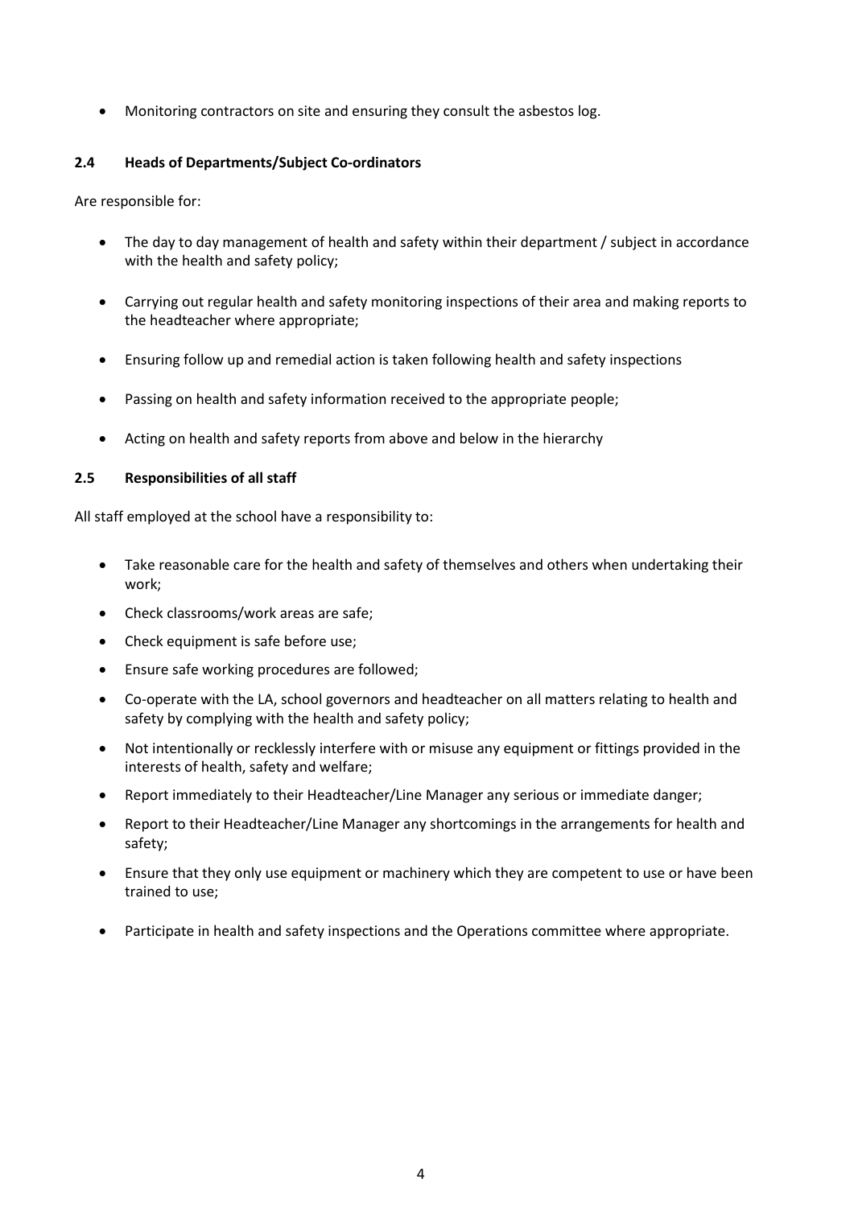- Monitoring contractors on site and ensuring they consult the asbestos log.

### 2.4 Heads of Departments/Subject Co-ordinators

Are responsible for:

- The day to day management of health and safety within their department / subject in accordance with the health and safety policy;
- Carrying out regular health and safety monitoring inspections of their area and making reports to the headteacher where appropriate;
- Ensuring follow up and remedial action is taken following health and safety inspections
- Passing on health and safety information received to the appropriate people;
- Acting on health and safety reports from above and below in the hierarchy

### 2.5 Responsibilities of all staff

All staff employed at the school have a responsibility to:

- Take reasonable care for the health and safety of themselves and others when undertaking their work;
- Check classrooms/work areas are safe;
- Check equipment is safe before use;
- Ensure safe working procedures are followed;
- Co-operate with the LA, school governors and headteacher on all matters relating to health and safety by complying with the health and safety policy;
- Not intentionally or recklessly interfere with or misuse any equipment or fittings provided in the interests of health, safety and welfare;
- Report immediately to their Headteacher/Line Manager any serious or immediate danger;
- Report to their Headteacher/Line Manager any shortcomings in the arrangements for health and safety;
- Ensure that they only use equipment or machinery which they are competent to use or have been trained to use;
- Participate in health and safety inspections and the Operations committee where appropriate.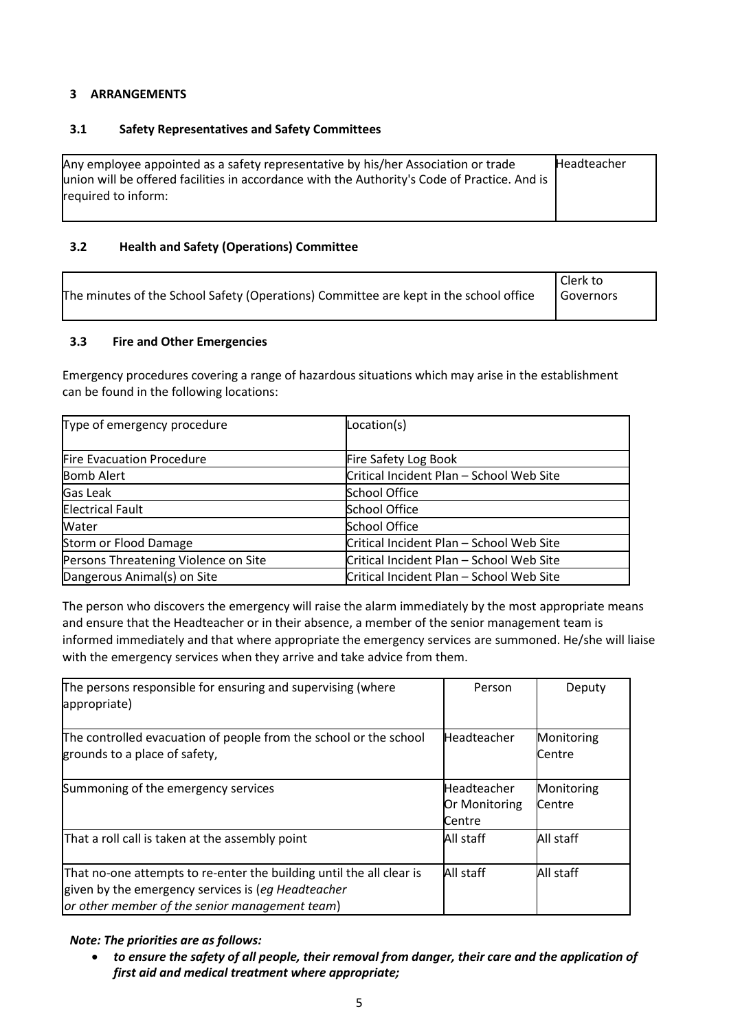## 3 ARRANGEMENTS

### 3.1 Safety Representatives and Safety Committees

| | |
|---|---|
| Any employee appointed as a safety representative by his/her Association or trade union will be offered facilities in accordance with the Authority's Code of Practice. And is required to inform: | Headteacher |

### 3.2 Health and Safety (Operations) Committee

| | |
|---|---|
| The minutes of the School Safety (Operations) Committee are kept in the school office | Clerk to Governors |

### 3.3 Fire and Other Emergencies

Emergency procedures covering a range of hazardous situations which may arise in the establishment can be found in the following locations:

| Type of emergency procedure | Location(s) |
|---|---|
| Fire Evacuation Procedure | Fire Safety Log Book |
| Bomb Alert | Critical Incident Plan – School Web Site |
| Gas Leak | School Office |
| Electrical Fault | School Office |
| Water | School Office |
| Storm or Flood Damage | Critical Incident Plan – School Web Site |
| Persons Threatening Violence on Site | Critical Incident Plan – School Web Site |
| Dangerous Animal(s) on Site | Critical Incident Plan – School Web Site |

The person who discovers the emergency will raise the alarm immediately by the most appropriate means and ensure that the Headteacher or in their absence, a member of the senior management team is informed immediately and that where appropriate the emergency services are summoned. He/she will liaise with the emergency services when they arrive and take advice from them.

| The persons responsible for ensuring and supervising (where appropriate) | Person | Deputy |
|---|---|---|
| The controlled evacuation of people from the school or the school grounds to a place of safety, | Headteacher | Monitoring Centre |
| Summoning of the emergency services | Headteacher Or Monitoring Centre | Monitoring Centre |
| That a roll call is taken at the assembly point | All staff | All staff |
| That no-one attempts to re-enter the building until the all clear is given by the emergency services is (*eg Headteacher or other member of the senior management team*) | All staff | All staff |

***Note: The priorities are as follows:***

- ***to ensure the safety of all people, their removal from danger, their care and the application of first aid and medical treatment where appropriate;***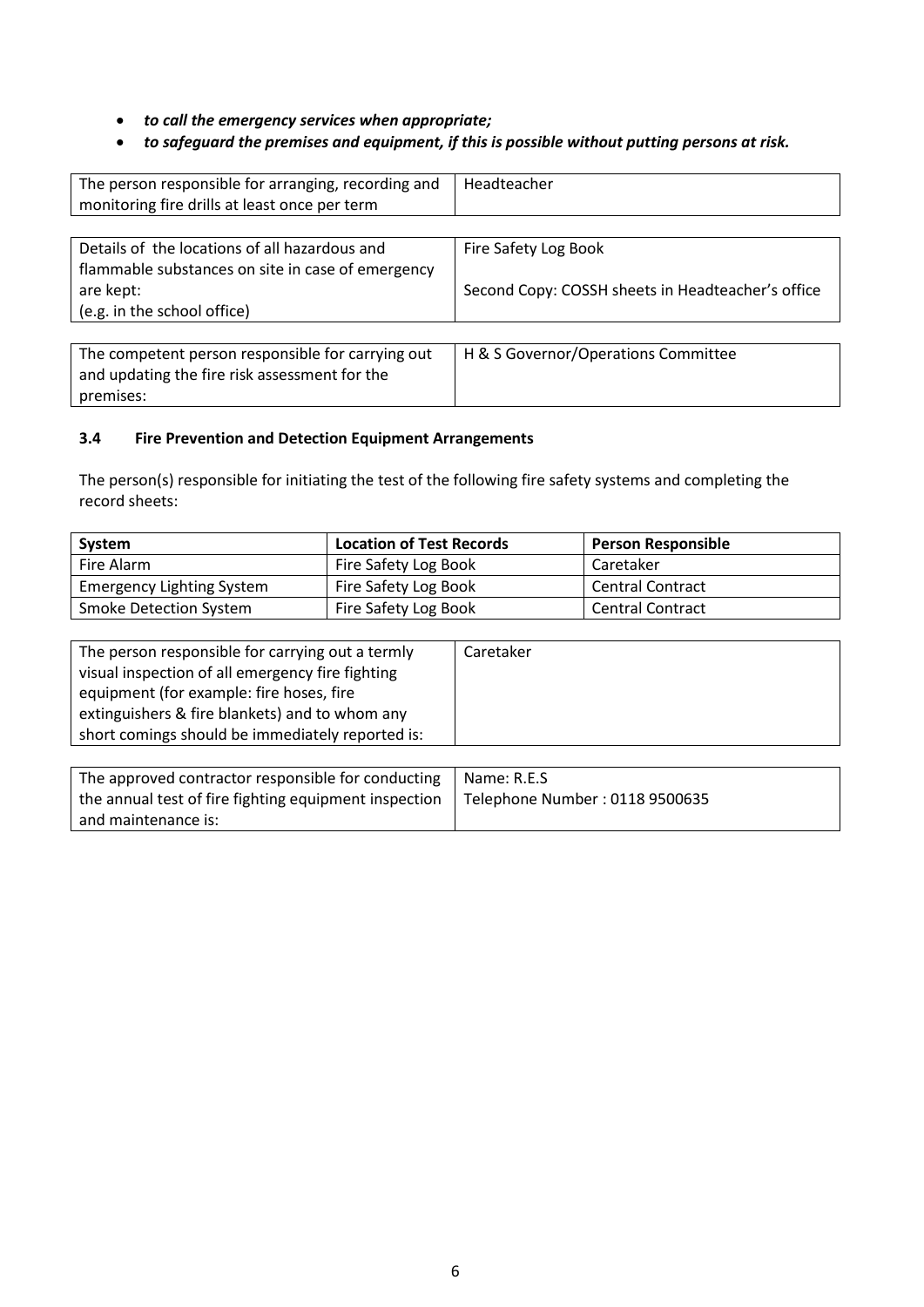- ***to call the emergency services when appropriate;***
- ***to safeguard the premises and equipment, if this is possible without putting persons at risk.***

| The person responsible for arranging, recording and monitoring fire drills at least once per term | Headteacher |
|---|---|

| Details of the locations of all hazardous and flammable substances on site in case of emergency are kept: (e.g. in the school office) | Fire Safety Log Book<br><br>Second Copy: COSSH sheets in Headteacher's office |
|---|---|

| The competent person responsible for carrying out and updating the fire risk assessment for the premises: | H & S Governor/Operations Committee |
|---|---|

### 3.4 Fire Prevention and Detection Equipment Arrangements

The person(s) responsible for initiating the test of the following fire safety systems and completing the record sheets:

| System | Location of Test Records | Person Responsible |
|---|---|---|
| Fire Alarm | Fire Safety Log Book | Caretaker |
| Emergency Lighting System | Fire Safety Log Book | Central Contract |
| Smoke Detection System | Fire Safety Log Book | Central Contract |

| The person responsible for carrying out a termly visual inspection of all emergency fire fighting equipment (for example: fire hoses, fire extinguishers & fire blankets) and to whom any short comings should be immediately reported is: | Caretaker |
|---|---|

| The approved contractor responsible for conducting the annual test of fire fighting equipment inspection and maintenance is: | Name: R.E.S<br>Telephone Number : 0118 9500635 |
|---|---|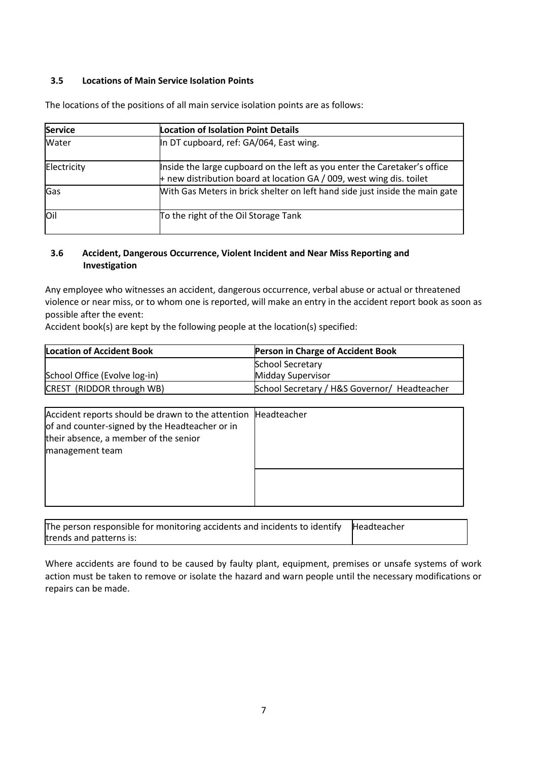### 3.5 Locations of Main Service Isolation Points

The locations of the positions of all main service isolation points are as follows:

| Service | Location of Isolation Point Details |
|---|---|
| Water | In DT cupboard, ref: GA/064, East wing. |
| Electricity | Inside the large cupboard on the left as you enter the Caretaker's office + new distribution board at location GA / 009, west wing dis. toilet |
| Gas | With Gas Meters in brick shelter on left hand side just inside the main gate |
| Oil | To the right of the Oil Storage Tank |

### 3.6 Accident, Dangerous Occurrence, Violent Incident and Near Miss Reporting and Investigation

Any employee who witnesses an accident, dangerous occurrence, verbal abuse or actual or threatened violence or near miss, or to whom one is reported, will make an entry in the accident report book as soon as possible after the event:

Accident book(s) are kept by the following people at the location(s) specified:

| Location of Accident Book | Person in Charge of Accident Book |
|---|---|
| School Office (Evolve log-in) | School Secretary<br>Midday Supervisor |
| CREST (RIDDOR through WB) | School Secretary / H&S Governor/ Headteacher |

| | |
|---|---|
| Accident reports should be drawn to the attention of and counter-signed by the Headteacher or in their absence, a member of the senior management team | Headteacher |
| | |

| | |
|---|---|
| The person responsible for monitoring accidents and incidents to identify trends and patterns is: | Headteacher |

Where accidents are found to be caused by faulty plant, equipment, premises or unsafe systems of work action must be taken to remove or isolate the hazard and warn people until the necessary modifications or repairs can be made.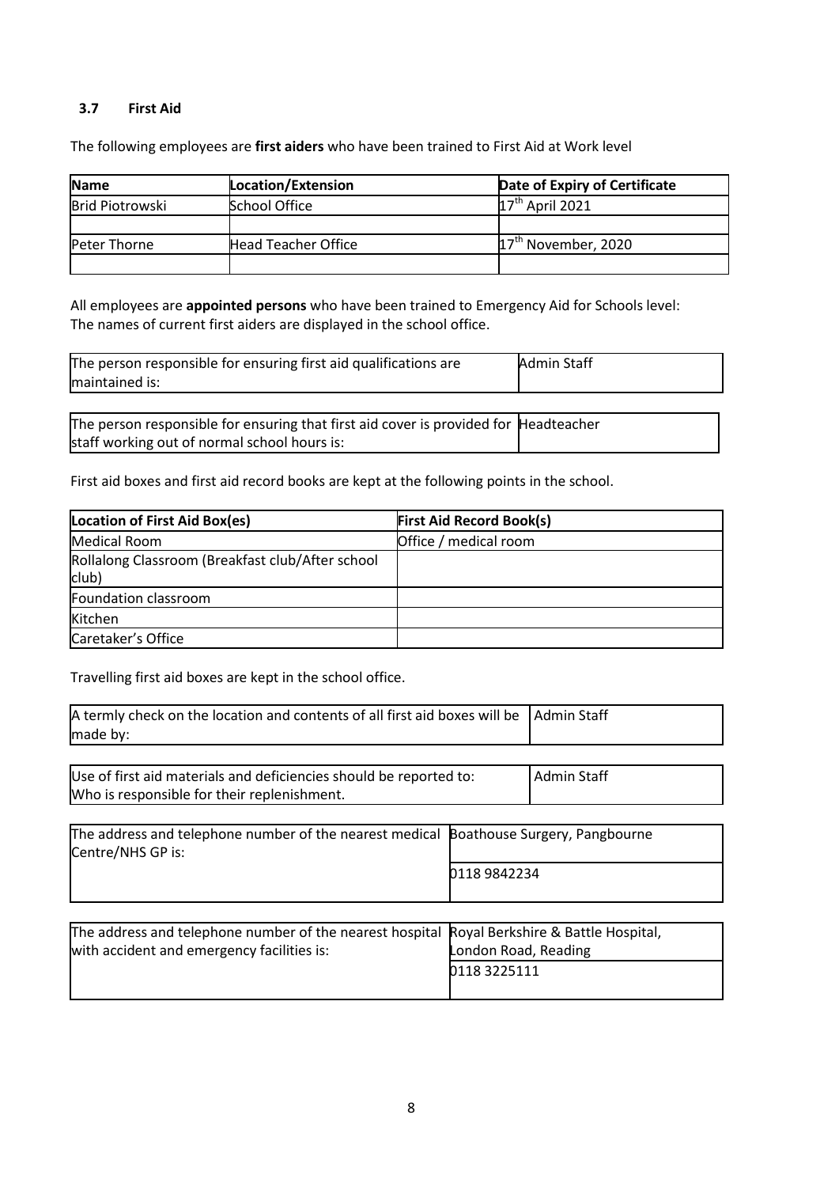### 3.7 First Aid

The following employees are **first aiders** who have been trained to First Aid at Work level

| Name | Location/Extension | Date of Expiry of Certificate |
|---|---|---|
| Brid Piotrowski | School Office | 17th April 2021 |
| | | |
| Peter Thorne | Head Teacher Office | 17th November, 2020 |
| | | |

All employees are **appointed persons** who have been trained to Emergency Aid for Schools level:
The names of current first aiders are displayed in the school office.

| | |
|---|---|
| The person responsible for ensuring first aid qualifications are maintained is: | Admin Staff |

| | |
|---|---|
| The person responsible for ensuring that first aid cover is provided for staff working out of normal school hours is: | Headteacher |

First aid boxes and first aid record books are kept at the following points in the school.

| Location of First Aid Box(es) | First Aid Record Book(s) |
|---|---|
| Medical Room | Office / medical room |
| Rollalong Classroom (Breakfast club/After school club) | |
| Foundation classroom | |
| Kitchen | |
| Caretaker's Office | |

Travelling first aid boxes are kept in the school office.

| | |
|---|---|
| A termly check on the location and contents of all first aid boxes will be made by: | Admin Staff |

| | |
|---|---|
| Use of first aid materials and deficiencies should be reported to: Who is responsible for their replenishment. | Admin Staff |

| | |
|---|---|
| The address and telephone number of the nearest medical Centre/NHS GP is: | Boathouse Surgery, Pangbourne |
| | 0118 9842234 |

| | |
|---|---|
| The address and telephone number of the nearest hospital with accident and emergency facilities is: | Royal Berkshire & Battle Hospital, London Road, Reading |
| | 0118 3225111 |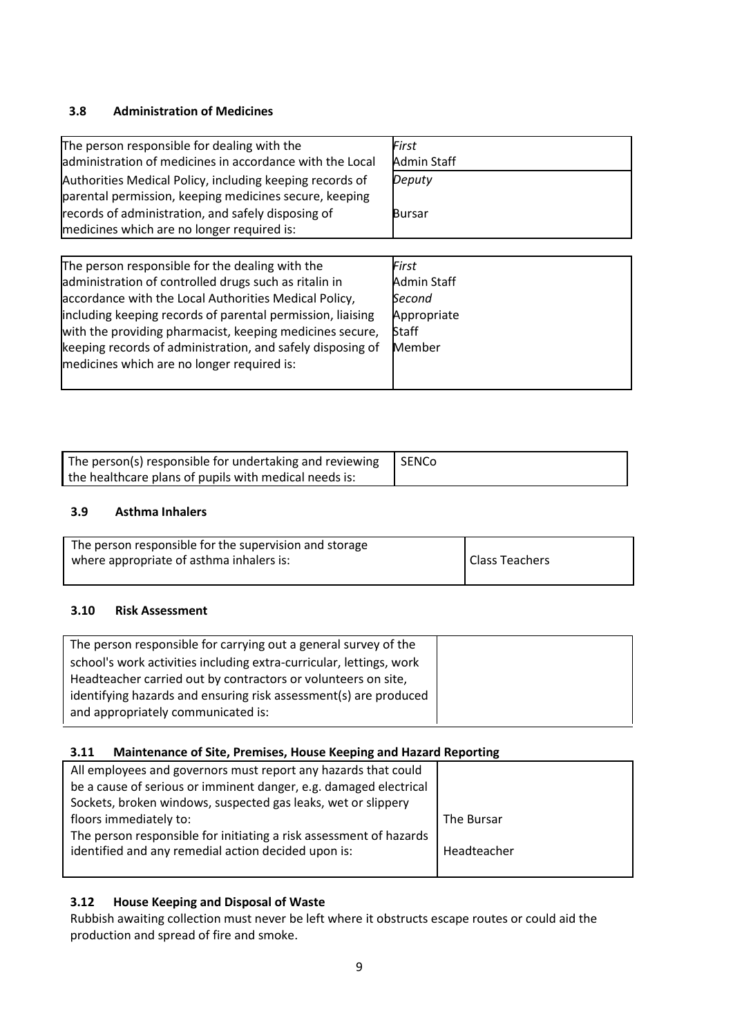### 3.8 Administration of Medicines

| The person responsible for dealing with the administration of medicines in accordance with the Local Authorities Medical Policy, including keeping records of parental permission, keeping medicines secure, keeping records of administration, and safely disposing of medicines which are no longer required is: | *First*<br>Admin Staff<br>*Deputy*<br>Bursar |
|---|---|

| The person responsible for the dealing with the administration of controlled drugs such as ritalin in accordance with the Local Authorities Medical Policy, including keeping records of parental permission, liaising with the providing pharmacist, keeping medicines secure, keeping records of administration, and safely disposing of medicines which are no longer required is: | *First*<br>Admin Staff<br>*Second*<br>Appropriate Staff Member |
|---|---|

| The person(s) responsible for undertaking and reviewing the healthcare plans of pupils with medical needs is: | SENCo |
|---|---|

### 3.9 Asthma Inhalers

| The person responsible for the supervision and storage where appropriate of asthma inhalers is: | Class Teachers |
|---|---|

### 3.10 Risk Assessment

| The person responsible for carrying out a general survey of the school's work activities including extra-curricular, lettings, work Headteacher carried out by contractors or volunteers on site, identifying hazards and ensuring risk assessment(s) are produced and appropriately communicated is: | |
|---|---|

### 3.11 Maintenance of Site, Premises, House Keeping and Hazard Reporting

| All employees and governors must report any hazards that could be a cause of serious or imminent danger, e.g. damaged electrical Sockets, broken windows, suspected gas leaks, wet or slippery floors immediately to:<br>The person responsible for initiating a risk assessment of hazards identified and any remedial action decided upon is: | The Bursar<br><br>Headteacher |
|---|---|

### 3.12 House Keeping and Disposal of Waste

Rubbish awaiting collection must never be left where it obstructs escape routes or could aid the production and spread of fire and smoke.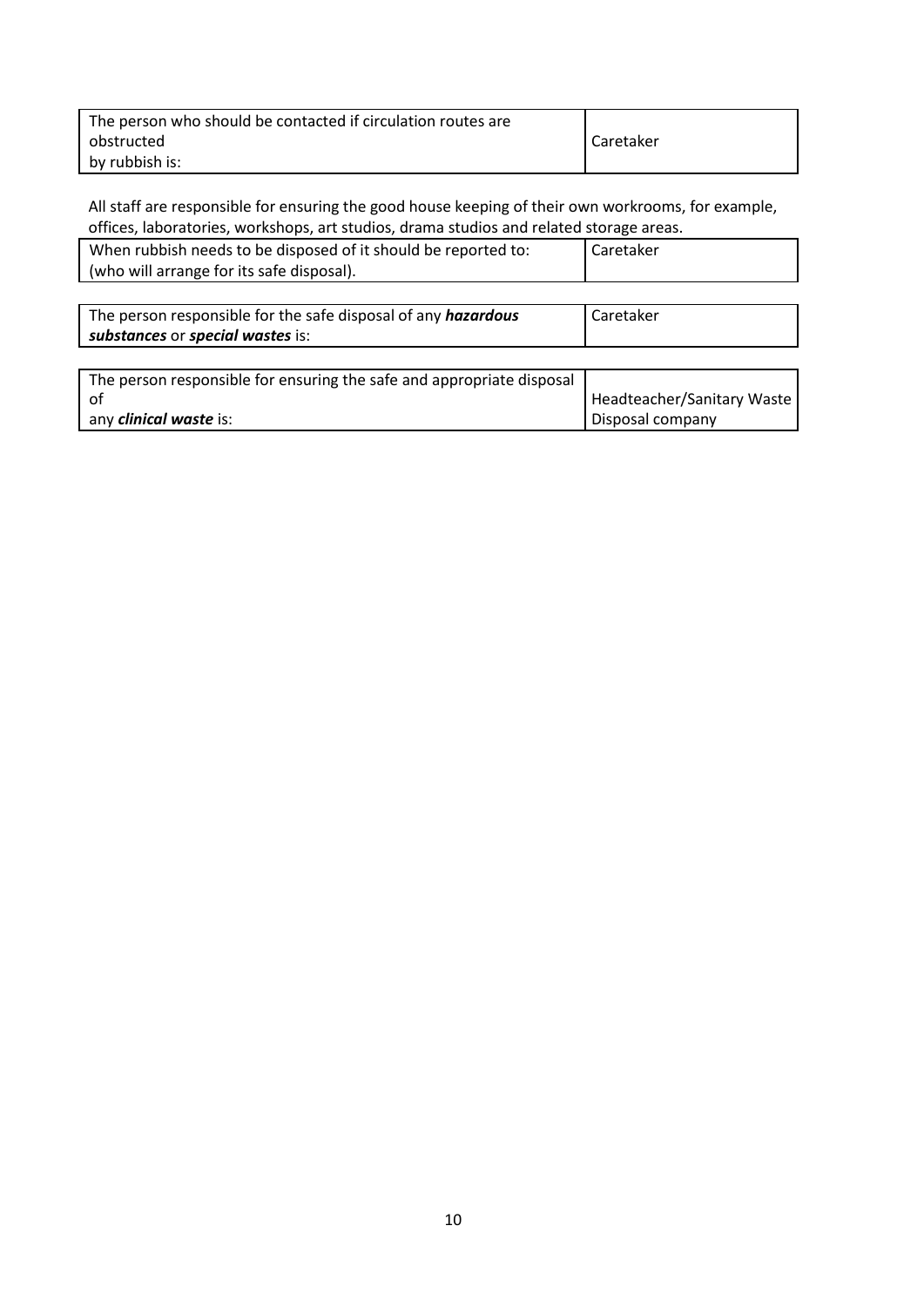| The person who should be contacted if circulation routes are obstructed by rubbish is: | Caretaker |
|---|---|

All staff are responsible for ensuring the good house keeping of their own workrooms, for example, offices, laboratories, workshops, art studios, drama studios and related storage areas.

| When rubbish needs to be disposed of it should be reported to: (who will arrange for its safe disposal). | Caretaker |
|---|---|

| The person responsible for the safe disposal of any ***hazardous substances*** or ***special wastes*** is: | Caretaker |
|---|---|

| The person responsible for ensuring the safe and appropriate disposal of any ***clinical waste*** is: | Headteacher/Sanitary Waste Disposal company |
|---|---|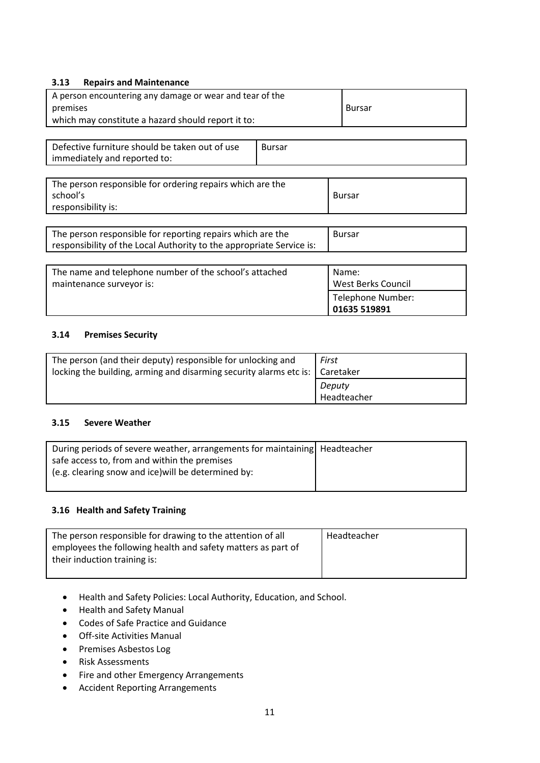### 3.13 Repairs and Maintenance

| A person encountering any damage or wear and tear of the premises which may constitute a hazard should report it to: | Bursar |
|---|---|

| Defective furniture should be taken out of use immediately and reported to: | Bursar |
|---|---|

| The person responsible for ordering repairs which are the school's responsibility is: | Bursar |
|---|---|

| The person responsible for reporting repairs which are the responsibility of the Local Authority to the appropriate Service is: | Bursar |
|---|---|

| The name and telephone number of the school's attached maintenance surveyor is: | Name: West Berks Council |
|---|---|
| | Telephone Number: **01635 519891** |

### 3.14 Premises Security

| The person (and their deputy) responsible for unlocking and locking the building, arming and disarming security alarms etc is: | *First* Caretaker |
|---|---|
| | *Deputy* Headteacher |

### 3.15 Severe Weather

| During periods of severe weather, arrangements for maintaining safe access to, from and within the premises (e.g. clearing snow and ice)will be determined by: | Headteacher |
|---|---|

### 3.16 Health and Safety Training

| The person responsible for drawing to the attention of all employees the following health and safety matters as part of their induction training is: | Headteacher |
|---|---|

- Health and Safety Policies: Local Authority, Education, and School.
- Health and Safety Manual
- Codes of Safe Practice and Guidance
- Off-site Activities Manual
- Premises Asbestos Log
- Risk Assessments
- Fire and other Emergency Arrangements
- Accident Reporting Arrangements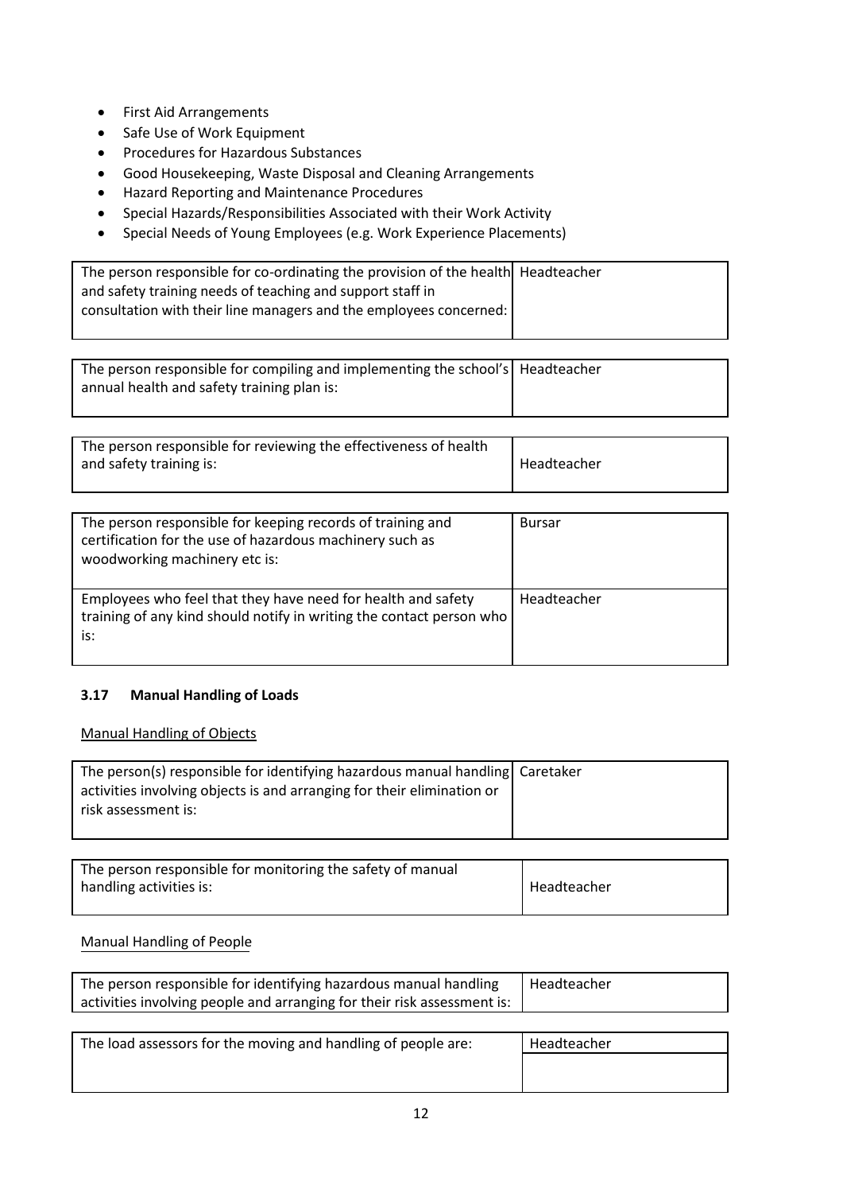- First Aid Arrangements
- Safe Use of Work Equipment
- Procedures for Hazardous Substances
- Good Housekeeping, Waste Disposal and Cleaning Arrangements
- Hazard Reporting and Maintenance Procedures
- Special Hazards/Responsibilities Associated with their Work Activity
- Special Needs of Young Employees (e.g. Work Experience Placements)

| | |
|---|---|
| The person responsible for co-ordinating the provision of the health and safety training needs of teaching and support staff in consultation with their line managers and the employees concerned: | Headteacher |

| | |
|---|---|
| The person responsible for compiling and implementing the school's annual health and safety training plan is: | Headteacher |

| | |
|---|---|
| The person responsible for reviewing the effectiveness of health and safety training is: | Headteacher |

| | |
|---|---|
| The person responsible for keeping records of training and certification for the use of hazardous machinery such as woodworking machinery etc is: | Bursar |
| Employees who feel that they have need for health and safety training of any kind should notify in writing the contact person who is: | Headteacher |

### 3.17 Manual Handling of Loads

Manual Handling of Objects

| | |
|---|---|
| The person(s) responsible for identifying hazardous manual handling activities involving objects is and arranging for their elimination or risk assessment is: | Caretaker |

| | |
|---|---|
| The person responsible for monitoring the safety of manual handling activities is: | Headteacher |

Manual Handling of People

| | |
|---|---|
| The person responsible for identifying hazardous manual handling activities involving people and arranging for their risk assessment is: | Headteacher |

| | |
|---|---|
| The load assessors for the moving and handling of people are: | Headteacher |
| | |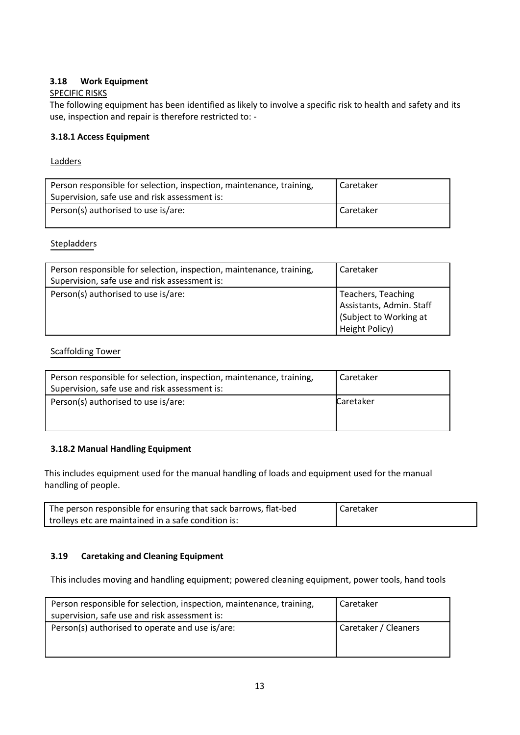### 3.18 Work Equipment

SPECIFIC RISKS

The following equipment has been identified as likely to involve a specific risk to health and safety and its use, inspection and repair is therefore restricted to: -

#### 3.18.1 Access Equipment

Ladders

| | |
|---|---|
| Person responsible for selection, inspection, maintenance, training, Supervision, safe use and risk assessment is: | Caretaker |
| Person(s) authorised to use is/are: | Caretaker |

Stepladders

| | |
|---|---|
| Person responsible for selection, inspection, maintenance, training, Supervision, safe use and risk assessment is: | Caretaker |
| Person(s) authorised to use is/are: | Teachers, Teaching Assistants, Admin. Staff (Subject to Working at Height Policy) |

Scaffolding Tower

| | |
|---|---|
| Person responsible for selection, inspection, maintenance, training, Supervision, safe use and risk assessment is: | Caretaker |
| Person(s) authorised to use is/are: | Caretaker |

#### 3.18.2 Manual Handling Equipment

This includes equipment used for the manual handling of loads and equipment used for the manual handling of people.

| | |
|---|---|
| The person responsible for ensuring that sack barrows, flat-bed trolleys etc are maintained in a safe condition is: | Caretaker |

### 3.19 Caretaking and Cleaning Equipment

This includes moving and handling equipment; powered cleaning equipment, power tools, hand tools

| | |
|---|---|
| Person responsible for selection, inspection, maintenance, training, supervision, safe use and risk assessment is: | Caretaker |
| Person(s) authorised to operate and use is/are: | Caretaker / Cleaners |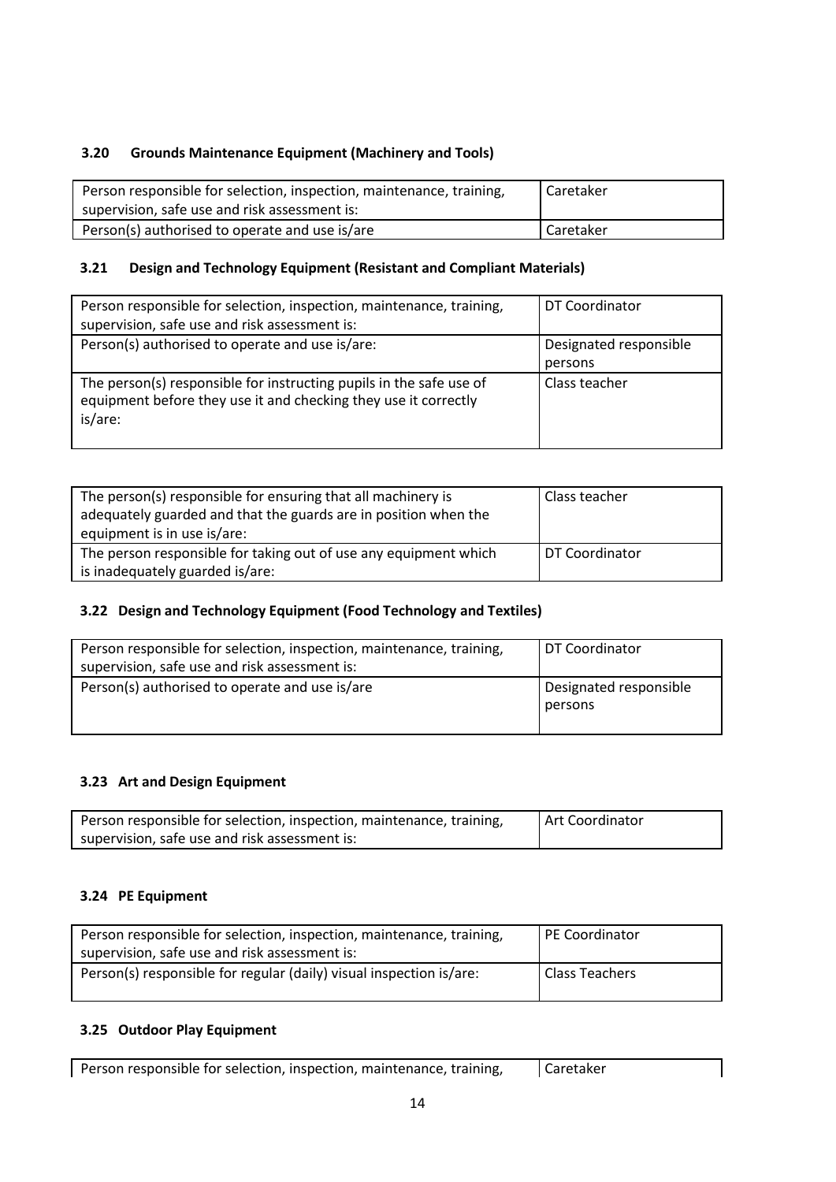### 3.20 Grounds Maintenance Equipment (Machinery and Tools)

| | |
|---|---|
| Person responsible for selection, inspection, maintenance, training, supervision, safe use and risk assessment is: | Caretaker |
| Person(s) authorised to operate and use is/are | Caretaker |

### 3.21 Design and Technology Equipment (Resistant and Compliant Materials)

| | |
|---|---|
| Person responsible for selection, inspection, maintenance, training, supervision, safe use and risk assessment is: | DT Coordinator |
| Person(s) authorised to operate and use is/are: | Designated responsible persons |
| The person(s) responsible for instructing pupils in the safe use of equipment before they use it and checking they use it correctly is/are: | Class teacher |
| The person(s) responsible for ensuring that all machinery is adequately guarded and that the guards are in position when the equipment is in use is/are: | Class teacher |
| The person responsible for taking out of use any equipment which is inadequately guarded is/are: | DT Coordinator |

### 3.22 Design and Technology Equipment (Food Technology and Textiles)

| | |
|---|---|
| Person responsible for selection, inspection, maintenance, training, supervision, safe use and risk assessment is: | DT Coordinator |
| Person(s) authorised to operate and use is/are | Designated responsible persons |

### 3.23 Art and Design Equipment

| | |
|---|---|
| Person responsible for selection, inspection, maintenance, training, supervision, safe use and risk assessment is: | Art Coordinator |

### 3.24 PE Equipment

| | |
|---|---|
| Person responsible for selection, inspection, maintenance, training, supervision, safe use and risk assessment is: | PE Coordinator |
| Person(s) responsible for regular (daily) visual inspection is/are: | Class Teachers |

### 3.25 Outdoor Play Equipment

| | |
|---|---|
| Person responsible for selection, inspection, maintenance, training, | Caretaker |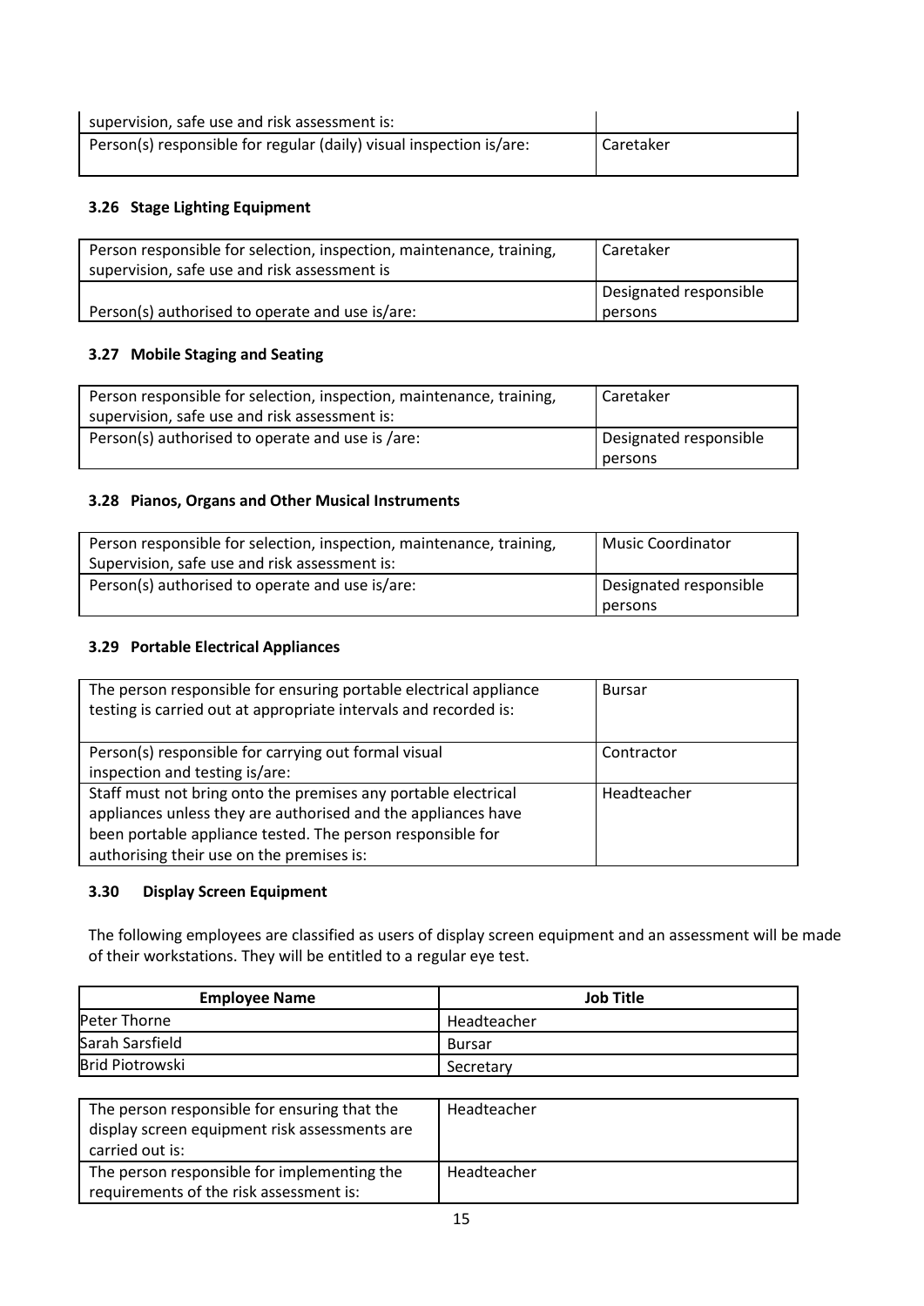| supervision, safe use and risk assessment is: | |
|---|---|
| Person(s) responsible for regular (daily) visual inspection is/are: | Caretaker |

### 3.26 Stage Lighting Equipment

| Person responsible for selection, inspection, maintenance, training, supervision, safe use and risk assessment is | Caretaker |
|---|---|
| Person(s) authorised to operate and use is/are: | Designated responsible persons |

### 3.27 Mobile Staging and Seating

| Person responsible for selection, inspection, maintenance, training, supervision, safe use and risk assessment is: | Caretaker |
|---|---|
| Person(s) authorised to operate and use is /are: | Designated responsible persons |

### 3.28 Pianos, Organs and Other Musical Instruments

| Person responsible for selection, inspection, maintenance, training, Supervision, safe use and risk assessment is: | Music Coordinator |
|---|---|
| Person(s) authorised to operate and use is/are: | Designated responsible persons |

### 3.29 Portable Electrical Appliances

| The person responsible for ensuring portable electrical appliance testing is carried out at appropriate intervals and recorded is: | Bursar |
|---|---|
| Person(s) responsible for carrying out formal visual inspection and testing is/are: | Contractor |
| Staff must not bring onto the premises any portable electrical appliances unless they are authorised and the appliances have been portable appliance tested. The person responsible for authorising their use on the premises is: | Headteacher |

### 3.30 Display Screen Equipment

The following employees are classified as users of display screen equipment and an assessment will be made of their workstations. They will be entitled to a regular eye test.

| Employee Name | Job Title |
|---|---|
| Peter Thorne | Headteacher |
| Sarah Sarsfield | Bursar |
| Brid Piotrowski | Secretary |

| The person responsible for ensuring that the display screen equipment risk assessments are carried out is: | Headteacher |
|---|---|
| The person responsible for implementing the requirements of the risk assessment is: | Headteacher |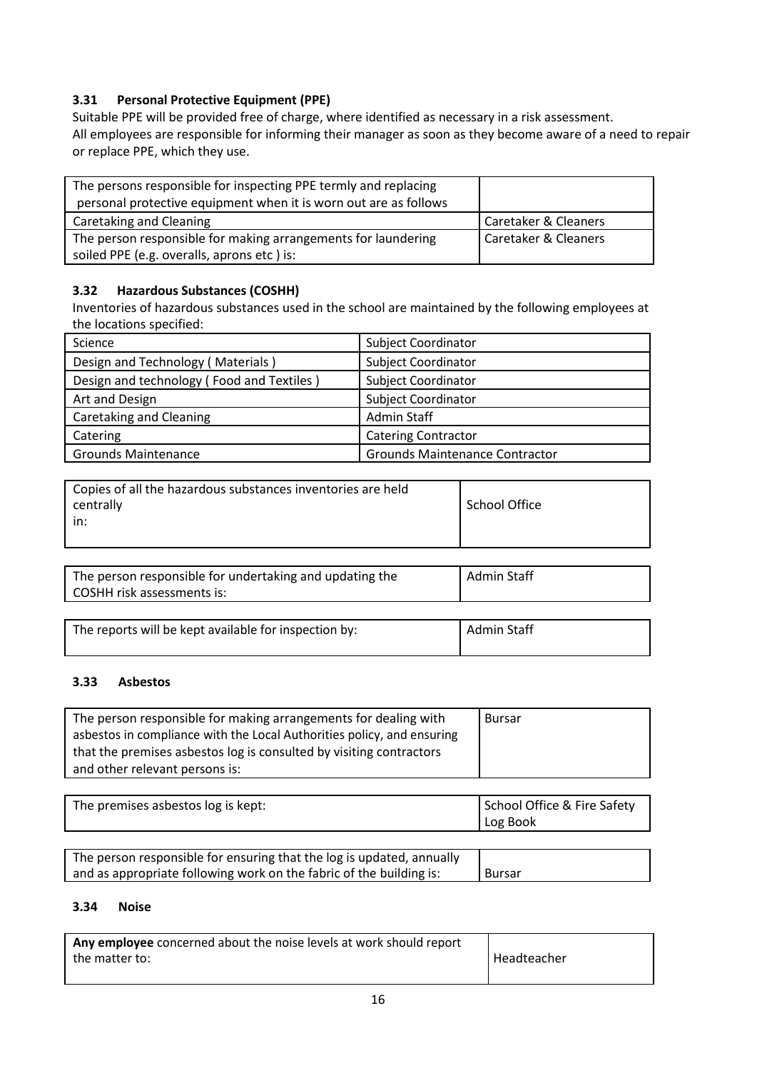### 3.31 Personal Protective Equipment (PPE)

Suitable PPE will be provided free of charge, where identified as necessary in a risk assessment.
All employees are responsible for informing their manager as soon as they become aware of a need to repair or replace PPE, which they use.

| The persons responsible for inspecting PPE termly and replacing personal protective equipment when it is worn out are as follows | |
|---|---|
| Caretaking and Cleaning | Caretaker & Cleaners |
| The person responsible for making arrangements for laundering soiled PPE (e.g. overalls, aprons etc ) is: | Caretaker & Cleaners |

### 3.32 Hazardous Substances (COSHH)

Inventories of hazardous substances used in the school are maintained by the following employees at the locations specified:

| Science | Subject Coordinator |
|---|---|
| Design and Technology ( Materials ) | Subject Coordinator |
| Design and technology ( Food and Textiles ) | Subject Coordinator |
| Art and Design | Subject Coordinator |
| Caretaking and Cleaning | Admin Staff |
| Catering | Catering Contractor |
| Grounds Maintenance | Grounds Maintenance Contractor |

| Copies of all the hazardous substances inventories are held centrally in: | School Office |
|---|---|

| The person responsible for undertaking and updating the COSHH risk assessments is: | Admin Staff |
|---|---|

| The reports will be kept available for inspection by: | Admin Staff |
|---|---|

### 3.33 Asbestos

| The person responsible for making arrangements for dealing with asbestos in compliance with the Local Authorities policy, and ensuring that the premises asbestos log is consulted by visiting contractors and other relevant persons is: | Bursar |
|---|---|

| The premises asbestos log is kept: | School Office & Fire Safety Log Book |
|---|---|

| The person responsible for ensuring that the log is updated, annually and as appropriate following work on the fabric of the building is: | Bursar |
|---|---|

### 3.34 Noise

| **Any employee** concerned about the noise levels at work should report the matter to: | Headteacher |
|---|---|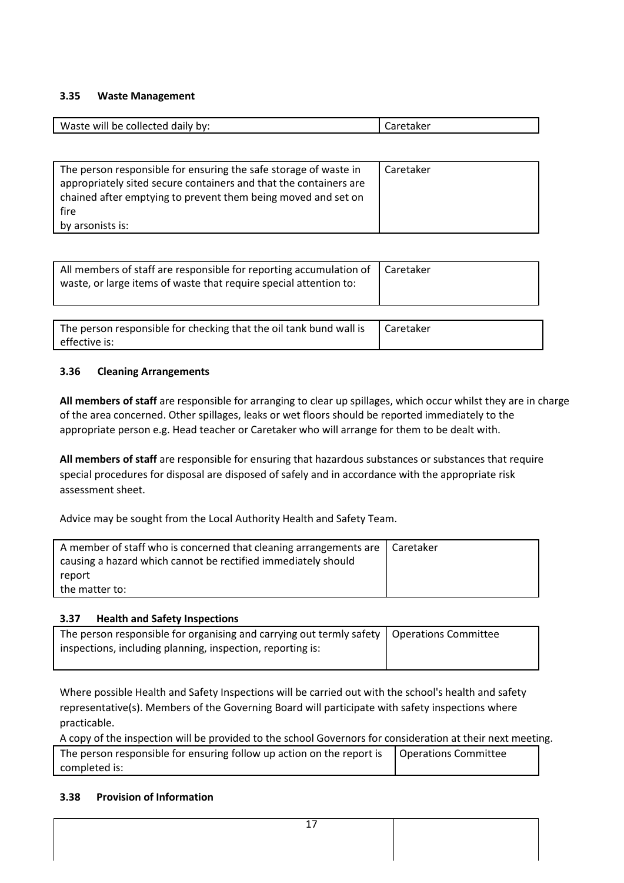### 3.35 Waste Management

| Waste will be collected daily by: | Caretaker |
|---|---|

| The person responsible for ensuring the safe storage of waste in appropriately sited secure containers and that the containers are chained after emptying to prevent them being moved and set on fire by arsonists is: | Caretaker |
|---|---|

| All members of staff are responsible for reporting accumulation of waste, or large items of waste that require special attention to: | Caretaker |
|---|---|

| The person responsible for checking that the oil tank bund wall is effective is: | Caretaker |
|---|---|

### 3.36 Cleaning Arrangements

**All members of staff** are responsible for arranging to clear up spillages, which occur whilst they are in charge of the area concerned. Other spillages, leaks or wet floors should be reported immediately to the appropriate person e.g. Head teacher or Caretaker who will arrange for them to be dealt with.

**All members of staff** are responsible for ensuring that hazardous substances or substances that require special procedures for disposal are disposed of safely and in accordance with the appropriate risk assessment sheet.

Advice may be sought from the Local Authority Health and Safety Team.

| A member of staff who is concerned that cleaning arrangements are causing a hazard which cannot be rectified immediately should report the matter to: | Caretaker |
|---|---|

### 3.37 Health and Safety Inspections

| The person responsible for organising and carrying out termly safety inspections, including planning, inspection, reporting is: | Operations Committee |
|---|---|

Where possible Health and Safety Inspections will be carried out with the school's health and safety representative(s). Members of the Governing Board will participate with safety inspections where practicable.

A copy of the inspection will be provided to the school Governors for consideration at their next meeting.

| The person responsible for ensuring follow up action on the report is completed is: | Operations Committee |
|---|---|

### 3.38 Provision of Information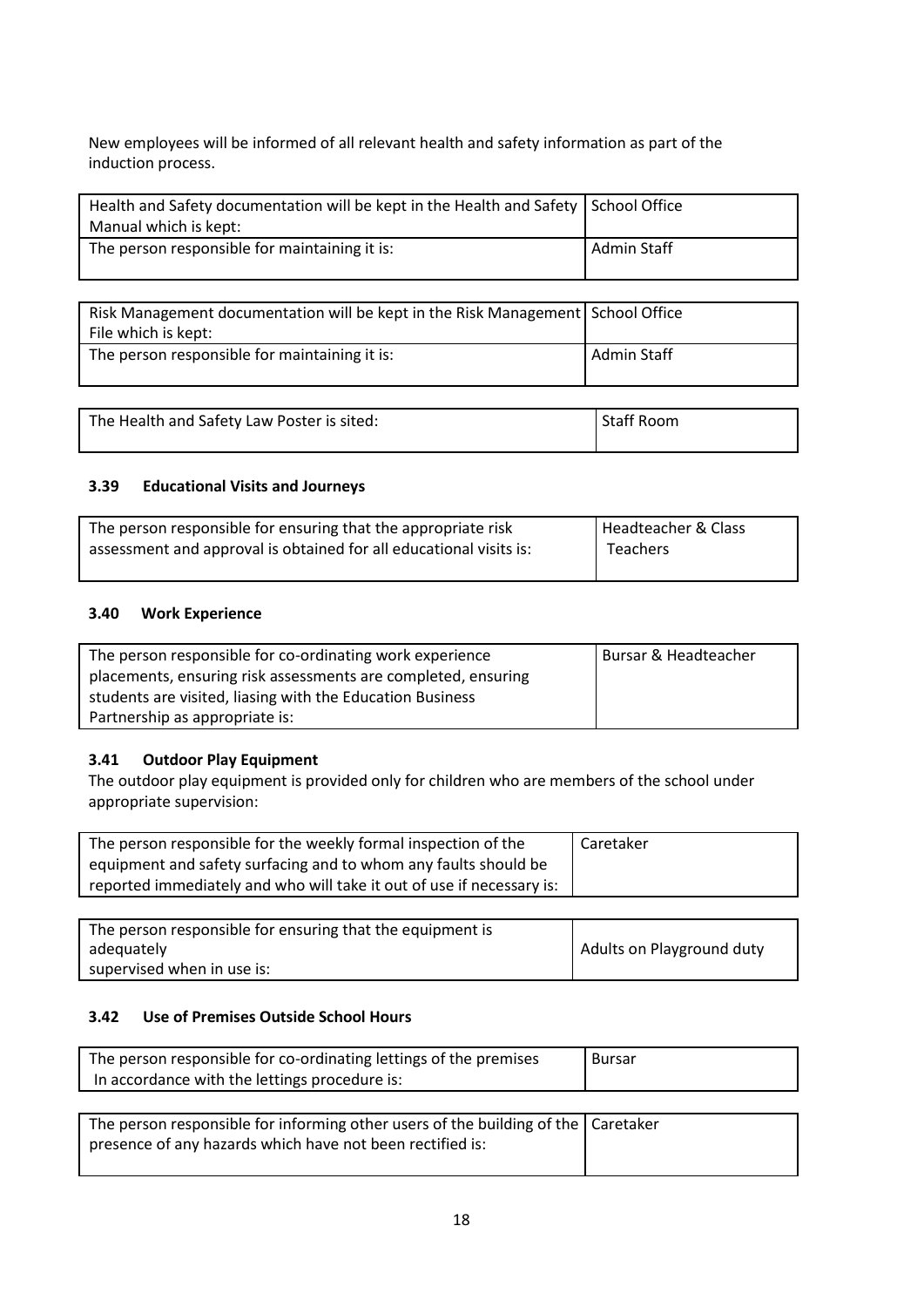New employees will be informed of all relevant health and safety information as part of the induction process.

| Health and Safety documentation will be kept in the Health and Safety Manual which is kept: | School Office |
|---|---|
| The person responsible for maintaining it is: | Admin Staff |

| Risk Management documentation will be kept in the Risk Management File which is kept: | School Office |
|---|---|
| The person responsible for maintaining it is: | Admin Staff |

| The Health and Safety Law Poster is sited: | Staff Room |
|---|---|

### 3.39 Educational Visits and Journeys

| The person responsible for ensuring that the appropriate risk assessment and approval is obtained for all educational visits is: | Headteacher & Class Teachers |
|---|---|

### 3.40 Work Experience

| The person responsible for co-ordinating work experience placements, ensuring risk assessments are completed, ensuring students are visited, liasing with the Education Business Partnership as appropriate is: | Bursar & Headteacher |
|---|---|

### 3.41 Outdoor Play Equipment

The outdoor play equipment is provided only for children who are members of the school under appropriate supervision:

| The person responsible for the weekly formal inspection of the equipment and safety surfacing and to whom any faults should be reported immediately and who will take it out of use if necessary is: | Caretaker |
|---|---|

| The person responsible for ensuring that the equipment is adequately supervised when in use is: | Adults on Playground duty |
|---|---|

### 3.42 Use of Premises Outside School Hours

| The person responsible for co-ordinating lettings of the premises In accordance with the lettings procedure is: | Bursar |
|---|---|

| The person responsible for informing other users of the building of the presence of any hazards which have not been rectified is: | Caretaker |
|---|---|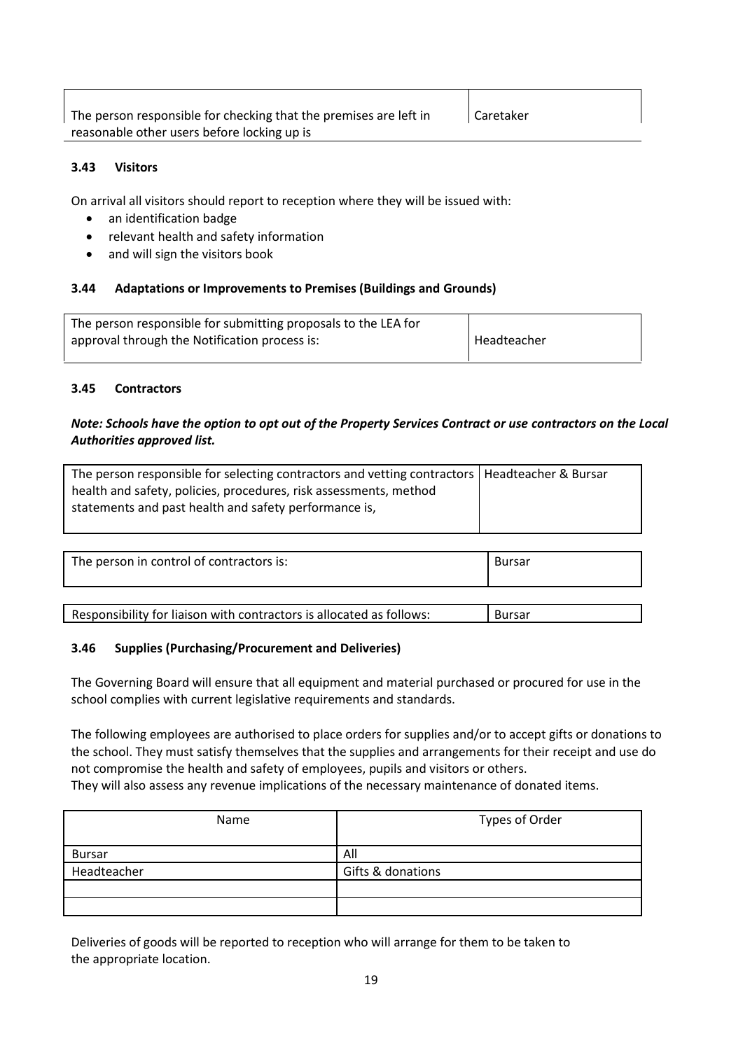| The person responsible for checking that the premises are left in reasonable other users before locking up is | Caretaker |
|---|---|

### 3.43 Visitors

On arrival all visitors should report to reception where they will be issued with:

- an identification badge
- relevant health and safety information
- and will sign the visitors book

### 3.44 Adaptations or Improvements to Premises (Buildings and Grounds)

| The person responsible for submitting proposals to the LEA for approval through the Notification process is: | Headteacher |
|---|---|

### 3.45 Contractors

***Note: Schools have the option to opt out of the Property Services Contract or use contractors on the Local Authorities approved list.***

| The person responsible for selecting contractors and vetting contractors health and safety, policies, procedures, risk assessments, method statements and past health and safety performance is, | Headteacher & Bursar |
|---|---|

| The person in control of contractors is: | Bursar |
|---|---|

| Responsibility for liaison with contractors is allocated as follows: | Bursar |
|---|---|

### 3.46 Supplies (Purchasing/Procurement and Deliveries)

The Governing Board will ensure that all equipment and material purchased or procured for use in the school complies with current legislative requirements and standards.

The following employees are authorised to place orders for supplies and/or to accept gifts or donations to the school. They must satisfy themselves that the supplies and arrangements for their receipt and use do not compromise the health and safety of employees, pupils and visitors or others.
They will also assess any revenue implications of the necessary maintenance of donated items.

| Name | Types of Order |
|---|---|
| Bursar | All |
| Headteacher | Gifts & donations |
| | |
| | |

Deliveries of goods will be reported to reception who will arrange for them to be taken to the appropriate location.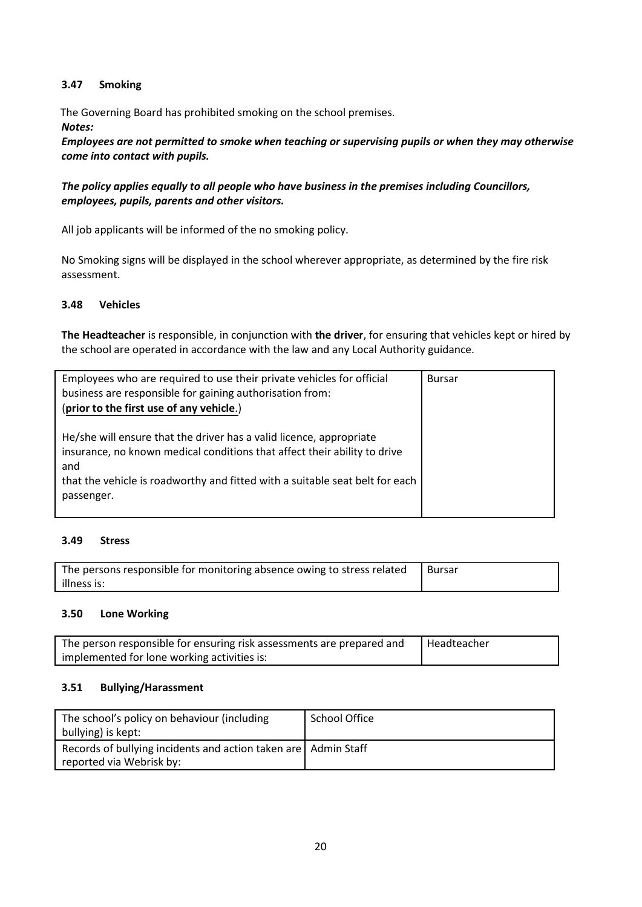### 3.47 Smoking

The Governing Board has prohibited smoking on the school premises.

***Notes:***

***Employees are not permitted to smoke when teaching or supervising pupils or when they may otherwise come into contact with pupils.***

***The policy applies equally to all people who have business in the premises including Councillors, employees, pupils, parents and other visitors.***

All job applicants will be informed of the no smoking policy.

No Smoking signs will be displayed in the school wherever appropriate, as determined by the fire risk assessment.

### 3.48 Vehicles

**The Headteacher** is responsible, in conjunction with **the driver**, for ensuring that vehicles kept or hired by the school are operated in accordance with the law and any Local Authority guidance.

| | |
|---|---|
| Employees who are required to use their private vehicles for official business are responsible for gaining authorisation from: (**prior to the first use of any vehicle**.)<br><br>He/she will ensure that the driver has a valid licence, appropriate insurance, no known medical conditions that affect their ability to drive and<br>that the vehicle is roadworthy and fitted with a suitable seat belt for each passenger. | Bursar |

### 3.49 Stress

| | |
|---|---|
| The persons responsible for monitoring absence owing to stress related illness is: | Bursar |

### 3.50 Lone Working

| | |
|---|---|
| The person responsible for ensuring risk assessments are prepared and implemented for lone working activities is: | Headteacher |

### 3.51 Bullying/Harassment

| | |
|---|---|
| The school's policy on behaviour (including bullying) is kept: | School Office |
| Records of bullying incidents and action taken are reported via Webrisk by: | Admin Staff |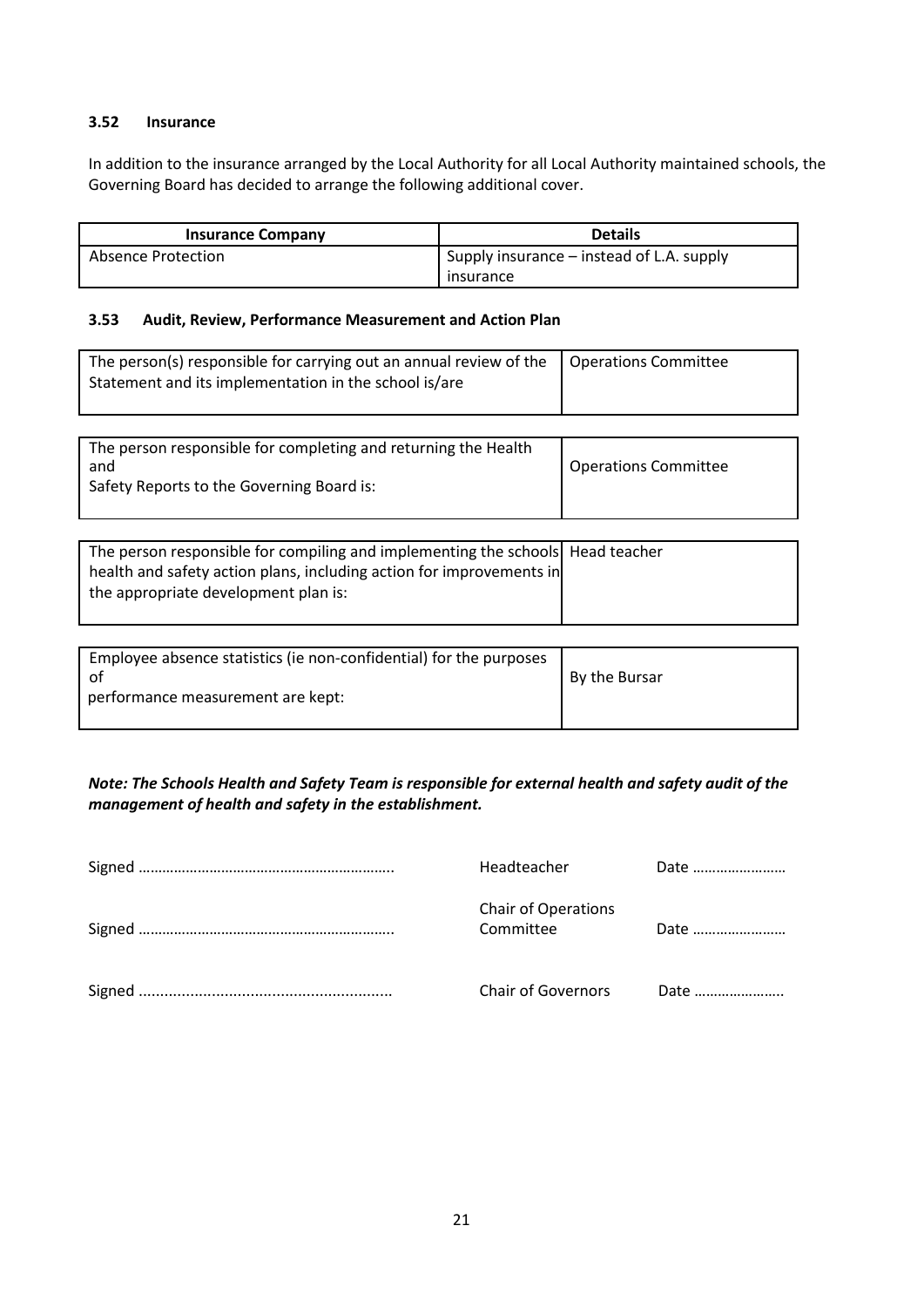### 3.52 Insurance

In addition to the insurance arranged by the Local Authority for all Local Authority maintained schools, the Governing Board has decided to arrange the following additional cover.

| Insurance Company | Details |
|---|---|
| Absence Protection | Supply insurance – instead of L.A. supply insurance |

### 3.53 Audit, Review, Performance Measurement and Action Plan

| | |
|---|---|
| The person(s) responsible for carrying out an annual review of the Statement and its implementation in the school is/are | Operations Committee |

| | |
|---|---|
| The person responsible for completing and returning the Health and Safety Reports to the Governing Board is: | Operations Committee |

| | |
|---|---|
| The person responsible for compiling and implementing the schools health and safety action plans, including action for improvements in the appropriate development plan is: | Head teacher |

| | |
|---|---|
| Employee absence statistics (ie non-confidential) for the purposes of performance measurement are kept: | By the Bursar |

***Note: The Schools Health and Safety Team is responsible for external health and safety audit of the management of health and safety in the establishment.***

Signed ……………………………………………………….. Headteacher Date ……………………

Signed ……………………………………………………….. Chair of Operations Committee Date ……………………

Signed .......................................................... Chair of Governors Date ………………….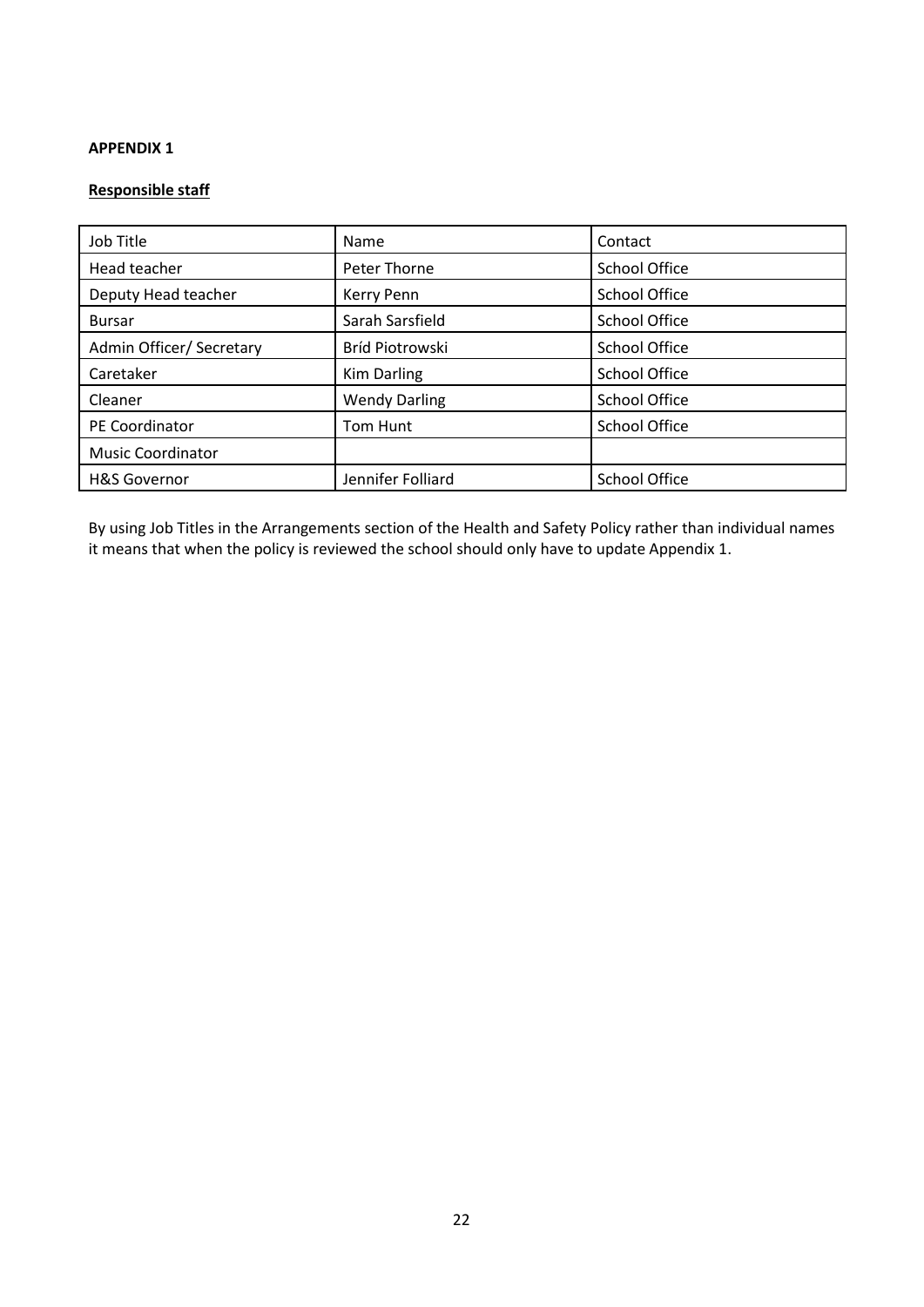**APPENDIX 1**

**<u>Responsible staff</u>**

| Job Title | Name | Contact |
|---|---|---|
| Head teacher | Peter Thorne | School Office |
| Deputy Head teacher | Kerry Penn | School Office |
| Bursar | Sarah Sarsfield | School Office |
| Admin Officer/ Secretary | Bríd Piotrowski | School Office |
| Caretaker | Kim Darling | School Office |
| Cleaner | Wendy Darling | School Office |
| PE Coordinator | Tom Hunt | School Office |
| Music Coordinator | | |
| H&S Governor | Jennifer Folliard | School Office |

By using Job Titles in the Arrangements section of the Health and Safety Policy rather than individual names it means that when the policy is reviewed the school should only have to update Appendix 1.